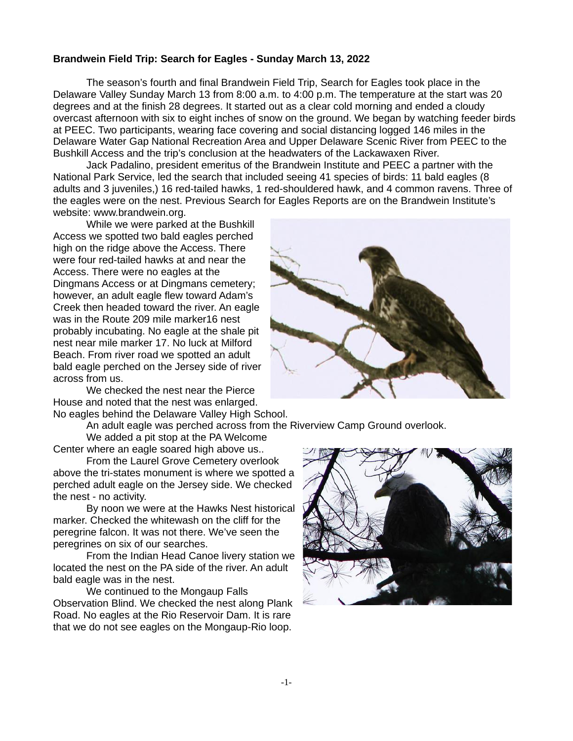**Brandwein Field Trip: Search for Eagles - Sunday March 13, 2022**

The season's fourth and final Brandwein Field Trip, Search for Eagles took place in the Delaware Valley Sunday March 13 from 8:00 a.m. to 4:00 p.m. The temperature at the start was 20 degrees and at the finish 28 degrees. It started out as a clear cold morning and ended a cloudy overcast afternoon with six to eight inches of snow on the ground. We began by watching feeder birds at PEEC. Two participants, wearing face covering and social distancing logged 146 miles in the Delaware Water Gap National Recreation Area and Upper Delaware Scenic River from PEEC to the Bushkill Access and the trip's conclusion at the headwaters of the Lackawaxen River.

Jack Padalino, president emeritus of the Brandwein Institute and PEEC a partner with the National Park Service, led the search that included seeing 41 species of birds: 11 bald eagles (8 adults and 3 juveniles,) 16 red-tailed hawks, 1 red-shouldered hawk, and 4 common ravens. Three of the eagles were on the nest. Previous Search for Eagles Reports are on the Brandwein Institute's website: www.brandwein.org.

While we were parked at the Bushkill Access we spotted two bald eagles perched high on the ridge above the Access. There were four red-tailed hawks at and near the Access. There were no eagles at the Dingmans Access or at Dingmans cemetery; however, an adult eagle flew toward Adam's Creek then headed toward the river. An eagle was in the Route 209 mile marker16 nest probably incubating. No eagle at the shale pit nest near mile marker 17. No luck at Milford Beach. From river road we spotted an adult bald eagle perched on the Jersey side of river across from us.

We checked the nest near the Pierce House and noted that the nest was enlarged. No eagles behind the Delaware Valley High School.

An adult eagle was perched across from the Riverview Camp Ground overlook.

We added a pit stop at the PA Welcome Center where an eagle soared high above us..

From the Laurel Grove Cemetery overlook above the tri-states monument is where we spotted a perched adult eagle on the Jersey side. We checked the nest - no activity.

By noon we were at the Hawks Nest historical marker. Checked the whitewash on the cliff for the peregrine falcon. It was not there. We've seen the peregrines on six of our searches.

From the Indian Head Canoe livery station we located the nest on the PA side of the river. An adult bald eagle was in the nest.

We continued to the Mongaup Falls Observation Blind. We checked the nest along Plank Road. No eagles at the Rio Reservoir Dam. It is rare that we do not see eagles on the Mongaup-Rio loop.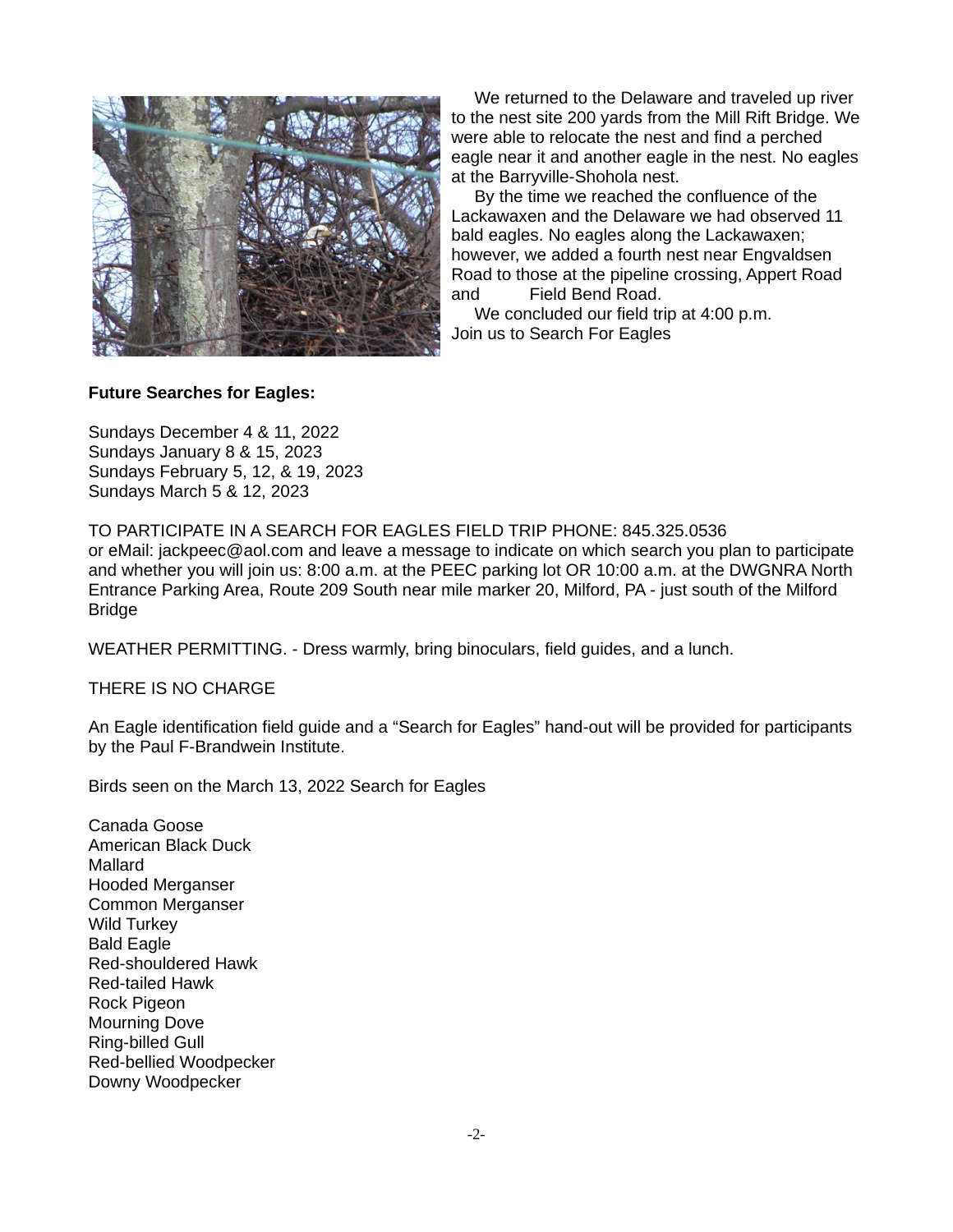We returned to the Delaware and traveled up river to the nest site 200 yards from the Mill Rift Bridge. We were able to relocate the nest and find a perched eagle near it and another eagle in the nest. No eagles at the Barryville-Shohola nest.

By the time we reached the confluence of the Lackawaxen and the Delaware we had observed 11 bald eagles. No eagles along the Lackawaxen; however, we added a fourth nest near Engvaldsen Road to those at the pipeline crossing, Appert Road and Field Bend Road.

We concluded our field trip at 4:00 p.m.

Join us to Search For Eagles

**Future Searches for Eagles:**

Sundays December 4 & 11, 2022
Sundays January 8 & 15, 2023
Sundays February 5, 12, & 19, 2023
Sundays March 5 & 12, 2023

TO PARTICIPATE IN A SEARCH FOR EAGLES FIELD TRIP PHONE: 845.325.0536 or eMail: jackpeec@aol.com and leave a message to indicate on which search you plan to participate and whether you will join us: 8:00 a.m. at the PEEC parking lot OR 10:00 a.m. at the DWGNRA North Entrance Parking Area, Route 209 South near mile marker 20, Milford, PA - just south of the Milford Bridge

WEATHER PERMITTING. - Dress warmly, bring binoculars, field guides, and a lunch.

THERE IS NO CHARGE

An Eagle identification field guide and a "Search for Eagles" hand-out will be provided for participants by the Paul F-Brandwein Institute.

Birds seen on the March 13, 2022 Search for Eagles

Canada Goose
American Black Duck
Mallard
Hooded Merganser
Common Merganser
Wild Turkey
Bald Eagle
Red-shouldered Hawk
Red-tailed Hawk
Rock Pigeon
Mourning Dove
Ring-billed Gull
Red-bellied Woodpecker
Downy Woodpecker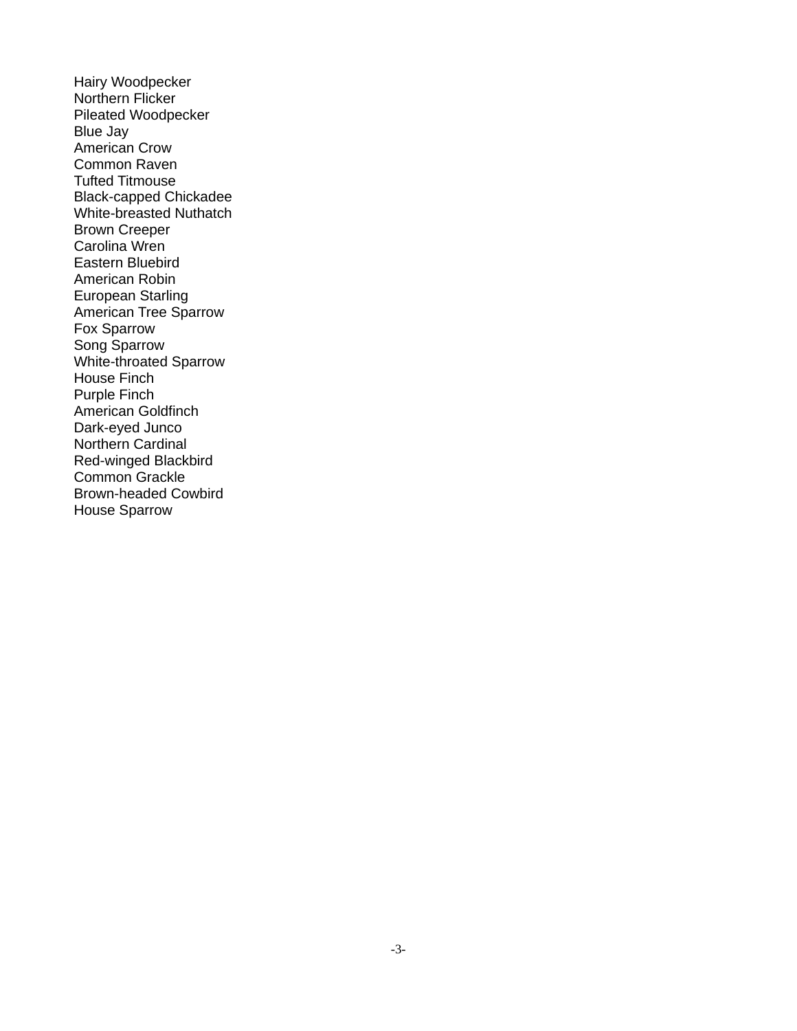Hairy Woodpecker
Northern Flicker
Pileated Woodpecker
Blue Jay
American Crow
Common Raven
Tufted Titmouse
Black-capped Chickadee
White-breasted Nuthatch
Brown Creeper
Carolina Wren
Eastern Bluebird
American Robin
European Starling
American Tree Sparrow
Fox Sparrow
Song Sparrow
White-throated Sparrow
House Finch
Purple Finch
American Goldfinch
Dark-eyed Junco
Northern Cardinal
Red-winged Blackbird
Common Grackle
Brown-headed Cowbird
House Sparrow